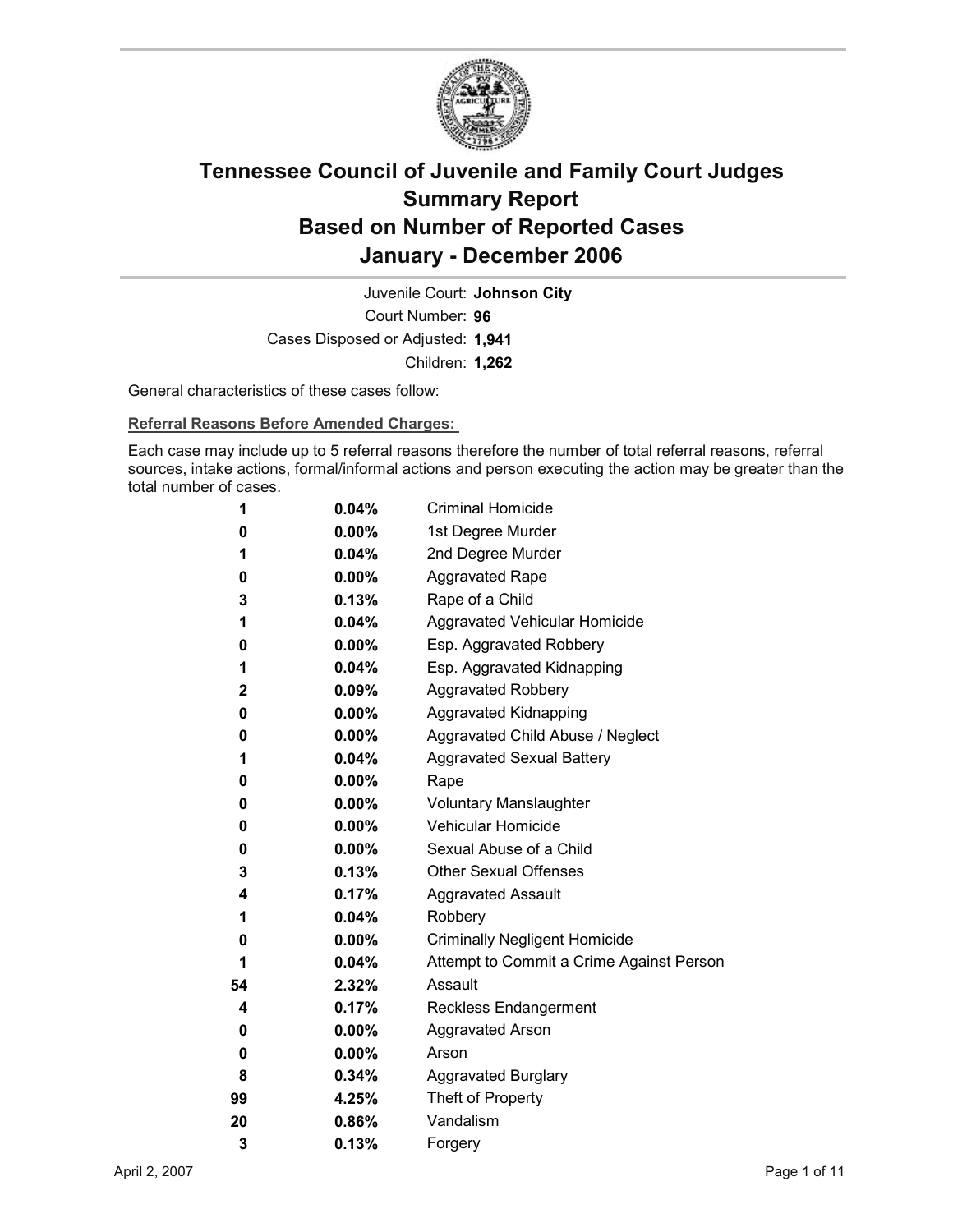# Tennessee Council of Juvenile and Family Court Judges
## Summary Report
## Based on Number of Reported Cases
## January - December 2006

Juvenile Court: **Johnson City**

Court Number: **96**

Cases Disposed or Adjusted: **1,941**

Children: **1,262**

General characteristics of these cases follow:

### Referral Reasons Before Amended Charges:

Each case may include up to 5 referral reasons therefore the number of total referral reasons, referral sources, intake actions, formal/informal actions and person executing the action may be greater than the total number of cases.

| Count | Percent | Referral Reason |
|---|---|---|
| 1 | 0.04% | Criminal Homicide |
| 0 | 0.00% | 1st Degree Murder |
| 1 | 0.04% | 2nd Degree Murder |
| 0 | 0.00% | Aggravated Rape |
| 3 | 0.13% | Rape of a Child |
| 1 | 0.04% | Aggravated Vehicular Homicide |
| 0 | 0.00% | Esp. Aggravated Robbery |
| 1 | 0.04% | Esp. Aggravated Kidnapping |
| 2 | 0.09% | Aggravated Robbery |
| 0 | 0.00% | Aggravated Kidnapping |
| 0 | 0.00% | Aggravated Child Abuse / Neglect |
| 1 | 0.04% | Aggravated Sexual Battery |
| 0 | 0.00% | Rape |
| 0 | 0.00% | Voluntary Manslaughter |
| 0 | 0.00% | Vehicular Homicide |
| 0 | 0.00% | Sexual Abuse of a Child |
| 3 | 0.13% | Other Sexual Offenses |
| 4 | 0.17% | Aggravated Assault |
| 1 | 0.04% | Robbery |
| 0 | 0.00% | Criminally Negligent Homicide |
| 1 | 0.04% | Attempt to Commit a Crime Against Person |
| 54 | 2.32% | Assault |
| 4 | 0.17% | Reckless Endangerment |
| 0 | 0.00% | Aggravated Arson |
| 0 | 0.00% | Arson |
| 8 | 0.34% | Aggravated Burglary |
| 99 | 4.25% | Theft of Property |
| 20 | 0.86% | Vandalism |
| 3 | 0.13% | Forgery |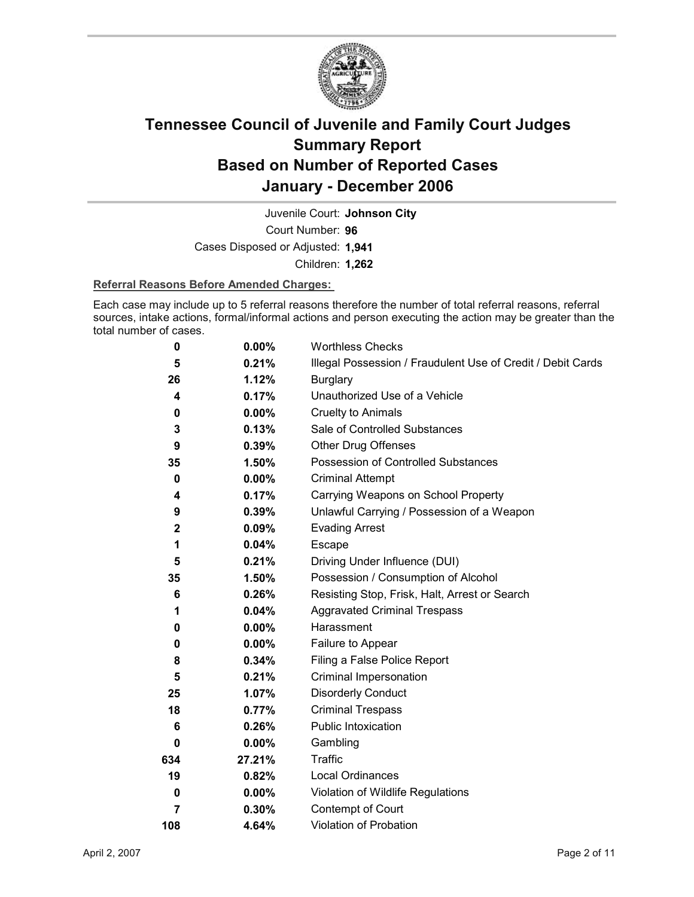# Tennessee Council of Juvenile and Family Court Judges
# Summary Report
# Based on Number of Reported Cases
# January - December 2006

Juvenile Court: **Johnson City**

Court Number: **96**

Cases Disposed or Adjusted: **1,941**

Children: **1,262**

**Referral Reasons Before Amended Charges:**

Each case may include up to 5 referral reasons therefore the number of total referral reasons, referral sources, intake actions, formal/informal actions and person executing the action may be greater than the total number of cases.

| Count | Percent | Referral Reason |
|---|---|---|
| 0 | 0.00% | Worthless Checks |
| 5 | 0.21% | Illegal Possession / Fraudulent Use of Credit / Debit Cards |
| 26 | 1.12% | Burglary |
| 4 | 0.17% | Unauthorized Use of a Vehicle |
| 0 | 0.00% | Cruelty to Animals |
| 3 | 0.13% | Sale of Controlled Substances |
| 9 | 0.39% | Other Drug Offenses |
| 35 | 1.50% | Possession of Controlled Substances |
| 0 | 0.00% | Criminal Attempt |
| 4 | 0.17% | Carrying Weapons on School Property |
| 9 | 0.39% | Unlawful Carrying / Possession of a Weapon |
| 2 | 0.09% | Evading Arrest |
| 1 | 0.04% | Escape |
| 5 | 0.21% | Driving Under Influence (DUI) |
| 35 | 1.50% | Possession / Consumption of Alcohol |
| 6 | 0.26% | Resisting Stop, Frisk, Halt, Arrest or Search |
| 1 | 0.04% | Aggravated Criminal Trespass |
| 0 | 0.00% | Harassment |
| 0 | 0.00% | Failure to Appear |
| 8 | 0.34% | Filing a False Police Report |
| 5 | 0.21% | Criminal Impersonation |
| 25 | 1.07% | Disorderly Conduct |
| 18 | 0.77% | Criminal Trespass |
| 6 | 0.26% | Public Intoxication |
| 0 | 0.00% | Gambling |
| 634 | 27.21% | Traffic |
| 19 | 0.82% | Local Ordinances |
| 0 | 0.00% | Violation of Wildlife Regulations |
| 7 | 0.30% | Contempt of Court |
| 108 | 4.64% | Violation of Probation |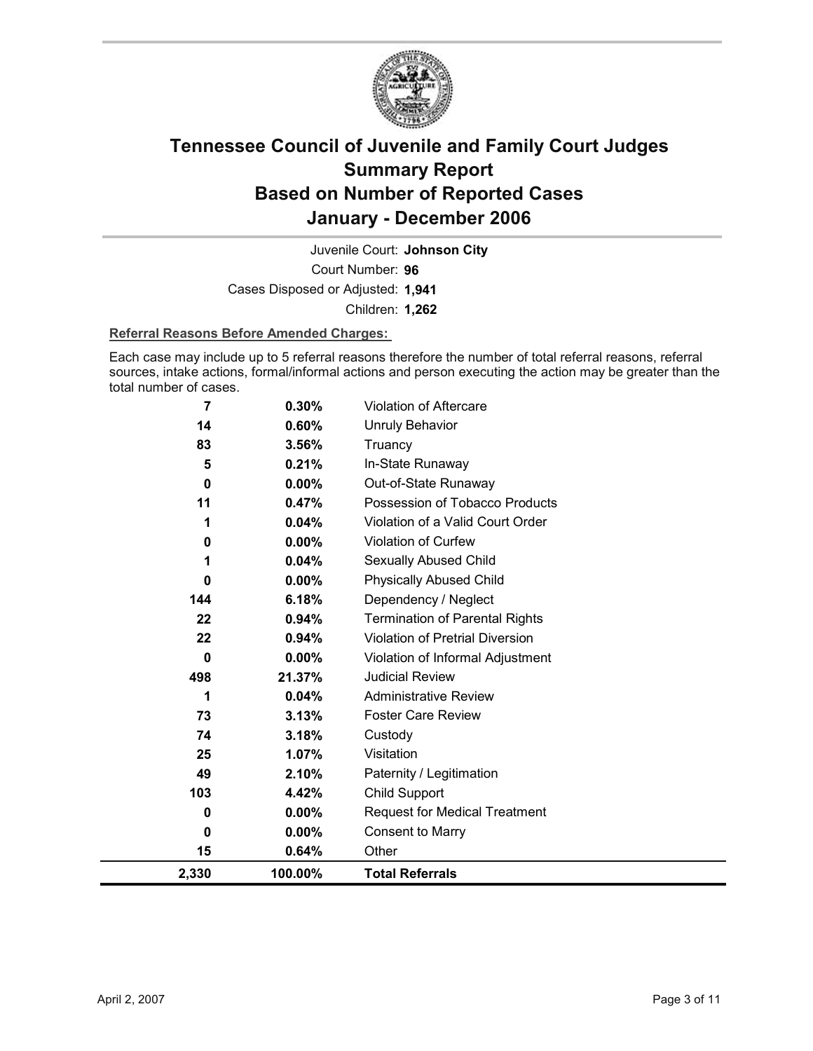# Tennessee Council of Juvenile and Family Court Judges
## Summary Report
## Based on Number of Reported Cases
## January - December 2006

Juvenile Court: **Johnson City**

Court Number: **96**

Cases Disposed or Adjusted: **1,941**

Children: **1,262**

**Referral Reasons Before Amended Charges:**

Each case may include up to 5 referral reasons therefore the number of total referral reasons, referral sources, intake actions, formal/informal actions and person executing the action may be greater than the total number of cases.

| Count | Percent | Referral Reason |
|---|---|---|
| 7 | 0.30% | Violation of Aftercare |
| 14 | 0.60% | Unruly Behavior |
| 83 | 3.56% | Truancy |
| 5 | 0.21% | In-State Runaway |
| 0 | 0.00% | Out-of-State Runaway |
| 11 | 0.47% | Possession of Tobacco Products |
| 1 | 0.04% | Violation of a Valid Court Order |
| 0 | 0.00% | Violation of Curfew |
| 1 | 0.04% | Sexually Abused Child |
| 0 | 0.00% | Physically Abused Child |
| 144 | 6.18% | Dependency / Neglect |
| 22 | 0.94% | Termination of Parental Rights |
| 22 | 0.94% | Violation of Pretrial Diversion |
| 0 | 0.00% | Violation of Informal Adjustment |
| 498 | 21.37% | Judicial Review |
| 1 | 0.04% | Administrative Review |
| 73 | 3.13% | Foster Care Review |
| 74 | 3.18% | Custody |
| 25 | 1.07% | Visitation |
| 49 | 2.10% | Paternity / Legitimation |
| 103 | 4.42% | Child Support |
| 0 | 0.00% | Request for Medical Treatment |
| 0 | 0.00% | Consent to Marry |
| 15 | 0.64% | Other |
| **2,330** | **100.00%** | **Total Referrals** |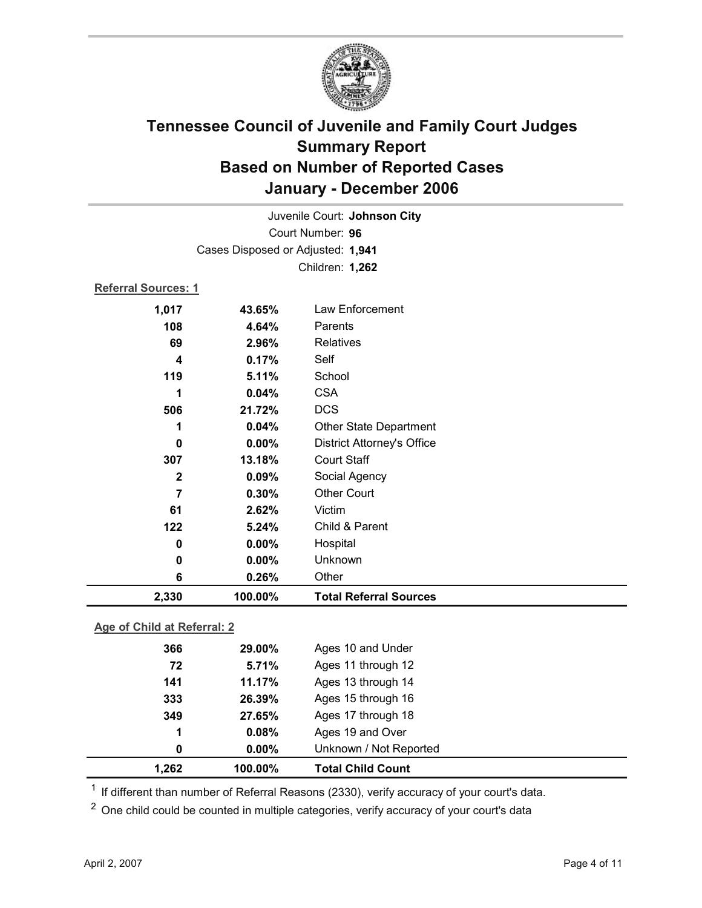# Tennessee Council of Juvenile and Family Court Judges
## Summary Report
## Based on Number of Reported Cases
## January - December 2006

Juvenile Court: **Johnson City**
Court Number: **96**
Cases Disposed or Adjusted: **1,941**
Children: **1,262**

**Referral Sources: 1**

| Count | Percent | Source |
|---|---|---|
| 1,017 | 43.65% | Law Enforcement |
| 108 | 4.64% | Parents |
| 69 | 2.96% | Relatives |
| 4 | 0.17% | Self |
| 119 | 5.11% | School |
| 1 | 0.04% | CSA |
| 506 | 21.72% | DCS |
| 1 | 0.04% | Other State Department |
| 0 | 0.00% | District Attorney's Office |
| 307 | 13.18% | Court Staff |
| 2 | 0.09% | Social Agency |
| 7 | 0.30% | Other Court |
| 61 | 2.62% | Victim |
| 122 | 5.24% | Child & Parent |
| 0 | 0.00% | Hospital |
| 0 | 0.00% | Unknown |
| 6 | 0.26% | Other |
| **2,330** | **100.00%** | **Total Referral Sources** |

**Age of Child at Referral: 2**

| Count | Percent | Age |
|---|---|---|
| 366 | 29.00% | Ages 10 and Under |
| 72 | 5.71% | Ages 11 through 12 |
| 141 | 11.17% | Ages 13 through 14 |
| 333 | 26.39% | Ages 15 through 16 |
| 349 | 27.65% | Ages 17 through 18 |
| 1 | 0.08% | Ages 19 and Over |
| 0 | 0.00% | Unknown / Not Reported |
| **1,262** | **100.00%** | **Total Child Count** |

[1] If different than number of Referral Reasons (2330), verify accuracy of your court's data.

[2] One child could be counted in multiple categories, verify accuracy of your court's data

April 2, 2007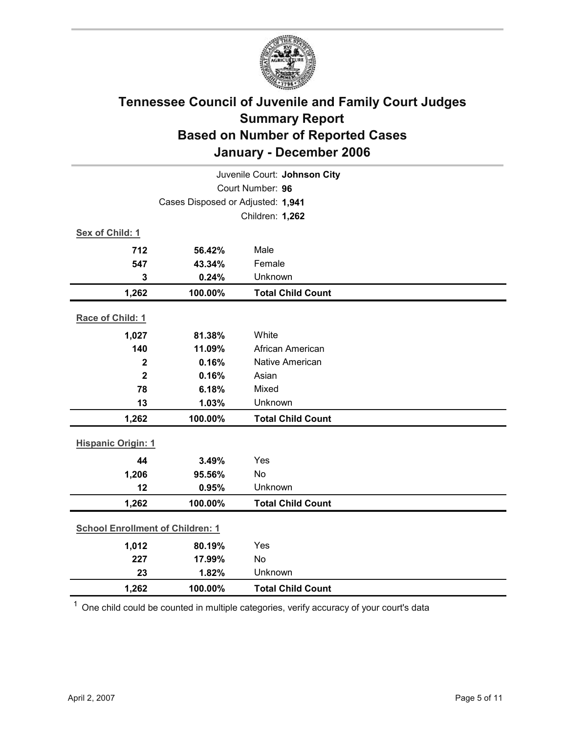# Tennessee Council of Juvenile and Family Court Judges
## Summary Report
## Based on Number of Reported Cases
## January - December 2006

Juvenile Court: **Johnson City**
Court Number: **96**
Cases Disposed or Adjusted: **1,941**
Children: **1,262**

**Sex of Child: 1**

| Count | Percent | Category |
|---|---|---|
| 712 | 56.42% | Male |
| 547 | 43.34% | Female |
| 3 | 0.24% | Unknown |
| **1,262** | **100.00%** | **Total Child Count** |

**Race of Child: 1**

| Count | Percent | Category |
|---|---|---|
| 1,027 | 81.38% | White |
| 140 | 11.09% | African American |
| 2 | 0.16% | Native American |
| 2 | 0.16% | Asian |
| 78 | 6.18% | Mixed |
| 13 | 1.03% | Unknown |
| **1,262** | **100.00%** | **Total Child Count** |

**Hispanic Origin: 1**

| Count | Percent | Category |
|---|---|---|
| 44 | 3.49% | Yes |
| 1,206 | 95.56% | No |
| 12 | 0.95% | Unknown |
| **1,262** | **100.00%** | **Total Child Count** |

**School Enrollment of Children: 1**

| Count | Percent | Category |
|---|---|---|
| 1,012 | 80.19% | Yes |
| 227 | 17.99% | No |
| 23 | 1.82% | Unknown |
| **1,262** | **100.00%** | **Total Child Count** |

[1] One child could be counted in multiple categories, verify accuracy of your court's data

April 2, 2007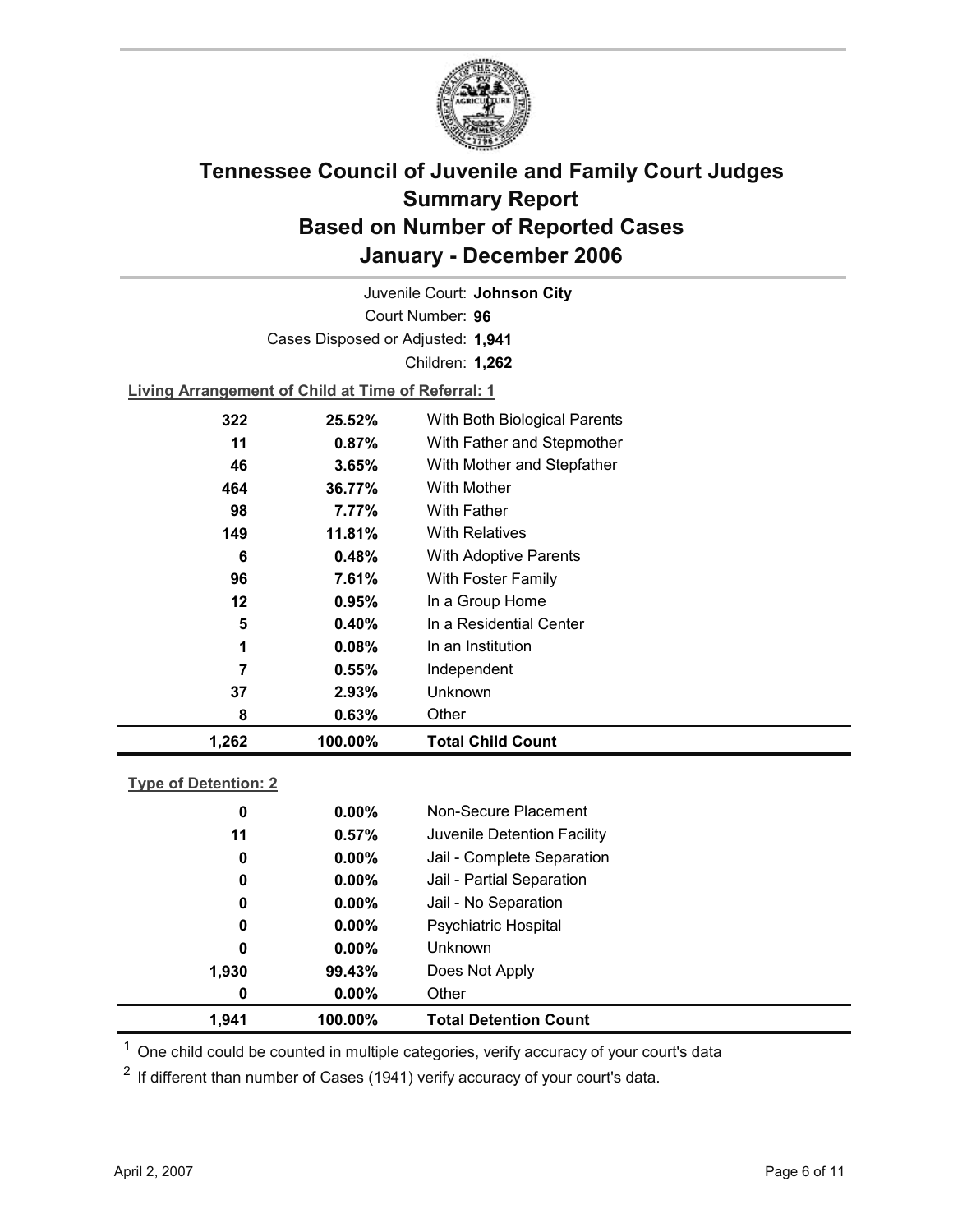# Tennessee Council of Juvenile and Family Court Judges
# Summary Report
# Based on Number of Reported Cases
# January - December 2006

Juvenile Court: **Johnson City**

Court Number: **96**

Cases Disposed or Adjusted: **1,941**

Children: **1,262**

**Living Arrangement of Child at Time of Referral: 1**

| Count | Percent | Category |
|---|---|---|
| 322 | 25.52% | With Both Biological Parents |
| 11 | 0.87% | With Father and Stepmother |
| 46 | 3.65% | With Mother and Stepfather |
| 464 | 36.77% | With Mother |
| 98 | 7.77% | With Father |
| 149 | 11.81% | With Relatives |
| 6 | 0.48% | With Adoptive Parents |
| 96 | 7.61% | With Foster Family |
| 12 | 0.95% | In a Group Home |
| 5 | 0.40% | In a Residential Center |
| 1 | 0.08% | In an Institution |
| 7 | 0.55% | Independent |
| 37 | 2.93% | Unknown |
| 8 | 0.63% | Other |
| **1,262** | **100.00%** | **Total Child Count** |

**Type of Detention: 2**

| Count | Percent | Category |
|---|---|---|
| 0 | 0.00% | Non-Secure Placement |
| 11 | 0.57% | Juvenile Detention Facility |
| 0 | 0.00% | Jail - Complete Separation |
| 0 | 0.00% | Jail - Partial Separation |
| 0 | 0.00% | Jail - No Separation |
| 0 | 0.00% | Psychiatric Hospital |
| 0 | 0.00% | Unknown |
| 1,930 | 99.43% | Does Not Apply |
| 0 | 0.00% | Other |
| **1,941** | **100.00%** | **Total Detention Count** |

[1] One child could be counted in multiple categories, verify accuracy of your court's data

[2] If different than number of Cases (1941) verify accuracy of your court's data.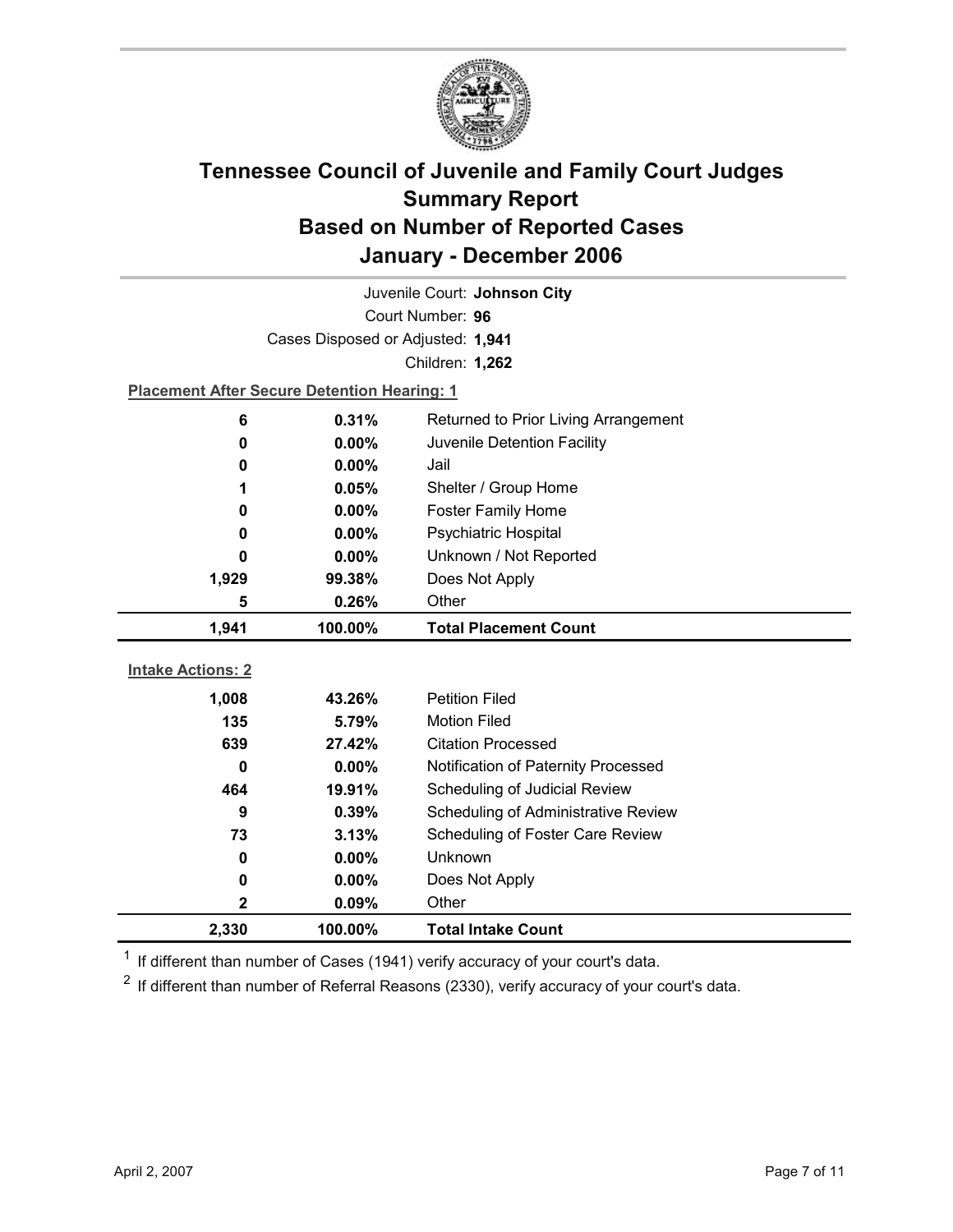# Tennessee Council of Juvenile and Family Court Judges
## Summary Report
## Based on Number of Reported Cases
## January - December 2006

Juvenile Court: **Johnson City**

Court Number: **96**

Cases Disposed or Adjusted: **1,941**

Children: **1,262**

**Placement After Secure Detention Hearing: 1**

| | | |
|---|---|---|
| 6 | 0.31% | Returned to Prior Living Arrangement |
| 0 | 0.00% | Juvenile Detention Facility |
| 0 | 0.00% | Jail |
| 1 | 0.05% | Shelter / Group Home |
| 0 | 0.00% | Foster Family Home |
| 0 | 0.00% | Psychiatric Hospital |
| 0 | 0.00% | Unknown / Not Reported |
| 1,929 | 99.38% | Does Not Apply |
| 5 | 0.26% | Other |
| **1,941** | **100.00%** | **Total Placement Count** |

**Intake Actions: 2**

| | | |
|---|---|---|
| 1,008 | 43.26% | Petition Filed |
| 135 | 5.79% | Motion Filed |
| 639 | 27.42% | Citation Processed |
| 0 | 0.00% | Notification of Paternity Processed |
| 464 | 19.91% | Scheduling of Judicial Review |
| 9 | 0.39% | Scheduling of Administrative Review |
| 73 | 3.13% | Scheduling of Foster Care Review |
| 0 | 0.00% | Unknown |
| 0 | 0.00% | Does Not Apply |
| 2 | 0.09% | Other |
| **2,330** | **100.00%** | **Total Intake Count** |

[1] If different than number of Cases (1941) verify accuracy of your court's data.

[2] If different than number of Referral Reasons (2330), verify accuracy of your court's data.

April 2, 2007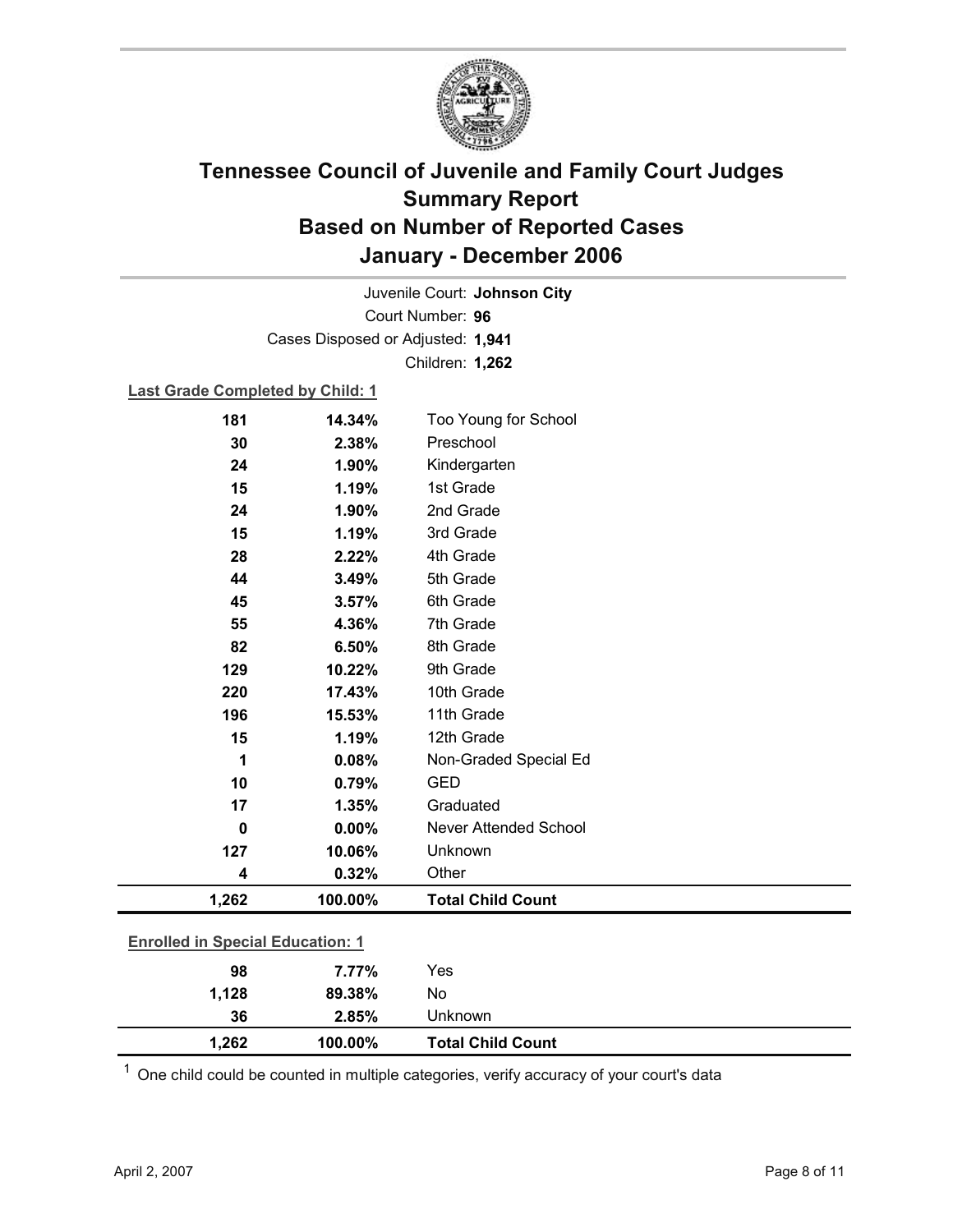# Tennessee Council of Juvenile and Family Court Judges
## Summary Report
## Based on Number of Reported Cases
## January - December 2006

Juvenile Court: **Johnson City**
Court Number: **96**
Cases Disposed or Adjusted: **1,941**
Children: **1,262**

**Last Grade Completed by Child: 1**

| Count | Percent | Category |
|---|---|---|
| 181 | 14.34% | Too Young for School |
| 30 | 2.38% | Preschool |
| 24 | 1.90% | Kindergarten |
| 15 | 1.19% | 1st Grade |
| 24 | 1.90% | 2nd Grade |
| 15 | 1.19% | 3rd Grade |
| 28 | 2.22% | 4th Grade |
| 44 | 3.49% | 5th Grade |
| 45 | 3.57% | 6th Grade |
| 55 | 4.36% | 7th Grade |
| 82 | 6.50% | 8th Grade |
| 129 | 10.22% | 9th Grade |
| 220 | 17.43% | 10th Grade |
| 196 | 15.53% | 11th Grade |
| 15 | 1.19% | 12th Grade |
| 1 | 0.08% | Non-Graded Special Ed |
| 10 | 0.79% | GED |
| 17 | 1.35% | Graduated |
| 0 | 0.00% | Never Attended School |
| 127 | 10.06% | Unknown |
| 4 | 0.32% | Other |
| **1,262** | **100.00%** | **Total Child Count** |

**Enrolled in Special Education: 1**

| Count | Percent | Category |
|---|---|---|
| 98 | 7.77% | Yes |
| 1,128 | 89.38% | No |
| 36 | 2.85% | Unknown |
| **1,262** | **100.00%** | **Total Child Count** |

[1] One child could be counted in multiple categories, verify accuracy of your court's data

April 2, 2007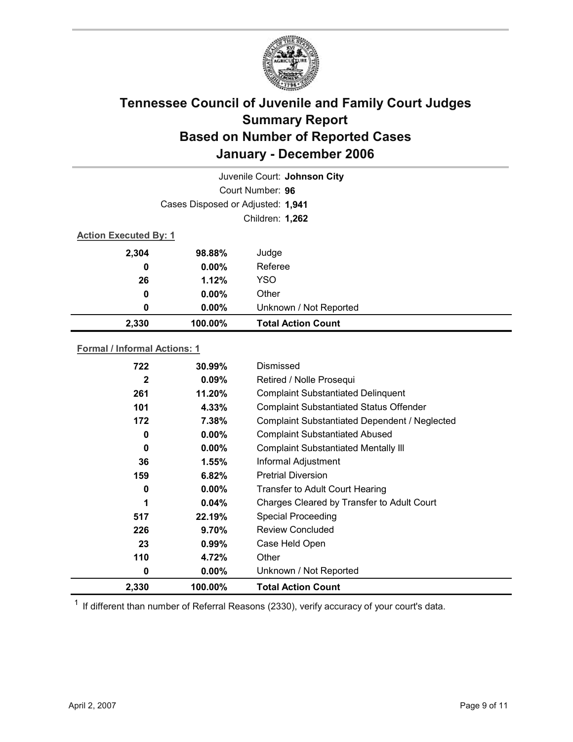# Tennessee Council of Juvenile and Family Court Judges
## Summary Report
## Based on Number of Reported Cases
## January - December 2006

Juvenile Court: **Johnson City**

Court Number: **96**

Cases Disposed or Adjusted: **1,941**

Children: **1,262**

**Action Executed By: 1**

| | | |
|---|---|---|
| 2,304 | 98.88% | Judge |
| 0 | 0.00% | Referee |
| 26 | 1.12% | YSO |
| 0 | 0.00% | Other |
| 0 | 0.00% | Unknown / Not Reported |
| **2,330** | **100.00%** | **Total Action Count** |

**Formal / Informal Actions: 1**

| | | |
|---|---|---|
| 722 | 30.99% | Dismissed |
| 2 | 0.09% | Retired / Nolle Prosequi |
| 261 | 11.20% | Complaint Substantiated Delinquent |
| 101 | 4.33% | Complaint Substantiated Status Offender |
| 172 | 7.38% | Complaint Substantiated Dependent / Neglected |
| 0 | 0.00% | Complaint Substantiated Abused |
| 0 | 0.00% | Complaint Substantiated Mentally Ill |
| 36 | 1.55% | Informal Adjustment |
| 159 | 6.82% | Pretrial Diversion |
| 0 | 0.00% | Transfer to Adult Court Hearing |
| 1 | 0.04% | Charges Cleared by Transfer to Adult Court |
| 517 | 22.19% | Special Proceeding |
| 226 | 9.70% | Review Concluded |
| 23 | 0.99% | Case Held Open |
| 110 | 4.72% | Other |
| 0 | 0.00% | Unknown / Not Reported |
| **2,330** | **100.00%** | **Total Action Count** |

[1] If different than number of Referral Reasons (2330), verify accuracy of your court's data.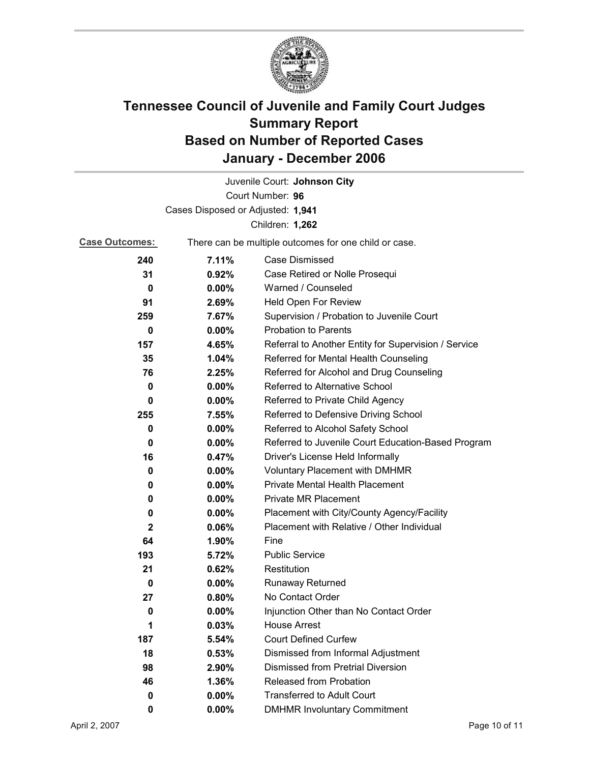# Tennessee Council of Juvenile and Family Court Judges
## Summary Report
## Based on Number of Reported Cases
## January - December 2006

Juvenile Court: **Johnson City**

Court Number: **96**

Cases Disposed or Adjusted: **1,941**

Children: **1,262**

**Case Outcomes:** There can be multiple outcomes for one child or case.

| Count | Percent | Outcome |
|---|---|---|
| 240 | 7.11% | Case Dismissed |
| 31 | 0.92% | Case Retired or Nolle Prosequi |
| 0 | 0.00% | Warned / Counseled |
| 91 | 2.69% | Held Open For Review |
| 259 | 7.67% | Supervision / Probation to Juvenile Court |
| 0 | 0.00% | Probation to Parents |
| 157 | 4.65% | Referral to Another Entity for Supervision / Service |
| 35 | 1.04% | Referred for Mental Health Counseling |
| 76 | 2.25% | Referred for Alcohol and Drug Counseling |
| 0 | 0.00% | Referred to Alternative School |
| 0 | 0.00% | Referred to Private Child Agency |
| 255 | 7.55% | Referred to Defensive Driving School |
| 0 | 0.00% | Referred to Alcohol Safety School |
| 0 | 0.00% | Referred to Juvenile Court Education-Based Program |
| 16 | 0.47% | Driver's License Held Informally |
| 0 | 0.00% | Voluntary Placement with DMHMR |
| 0 | 0.00% | Private Mental Health Placement |
| 0 | 0.00% | Private MR Placement |
| 0 | 0.00% | Placement with City/County Agency/Facility |
| 2 | 0.06% | Placement with Relative / Other Individual |
| 64 | 1.90% | Fine |
| 193 | 5.72% | Public Service |
| 21 | 0.62% | Restitution |
| 0 | 0.00% | Runaway Returned |
| 27 | 0.80% | No Contact Order |
| 0 | 0.00% | Injunction Other than No Contact Order |
| 1 | 0.03% | House Arrest |
| 187 | 5.54% | Court Defined Curfew |
| 18 | 0.53% | Dismissed from Informal Adjustment |
| 98 | 2.90% | Dismissed from Pretrial Diversion |
| 46 | 1.36% | Released from Probation |
| 0 | 0.00% | Transferred to Adult Court |
| 0 | 0.00% | DMHMR Involuntary Commitment |

April 2, 2007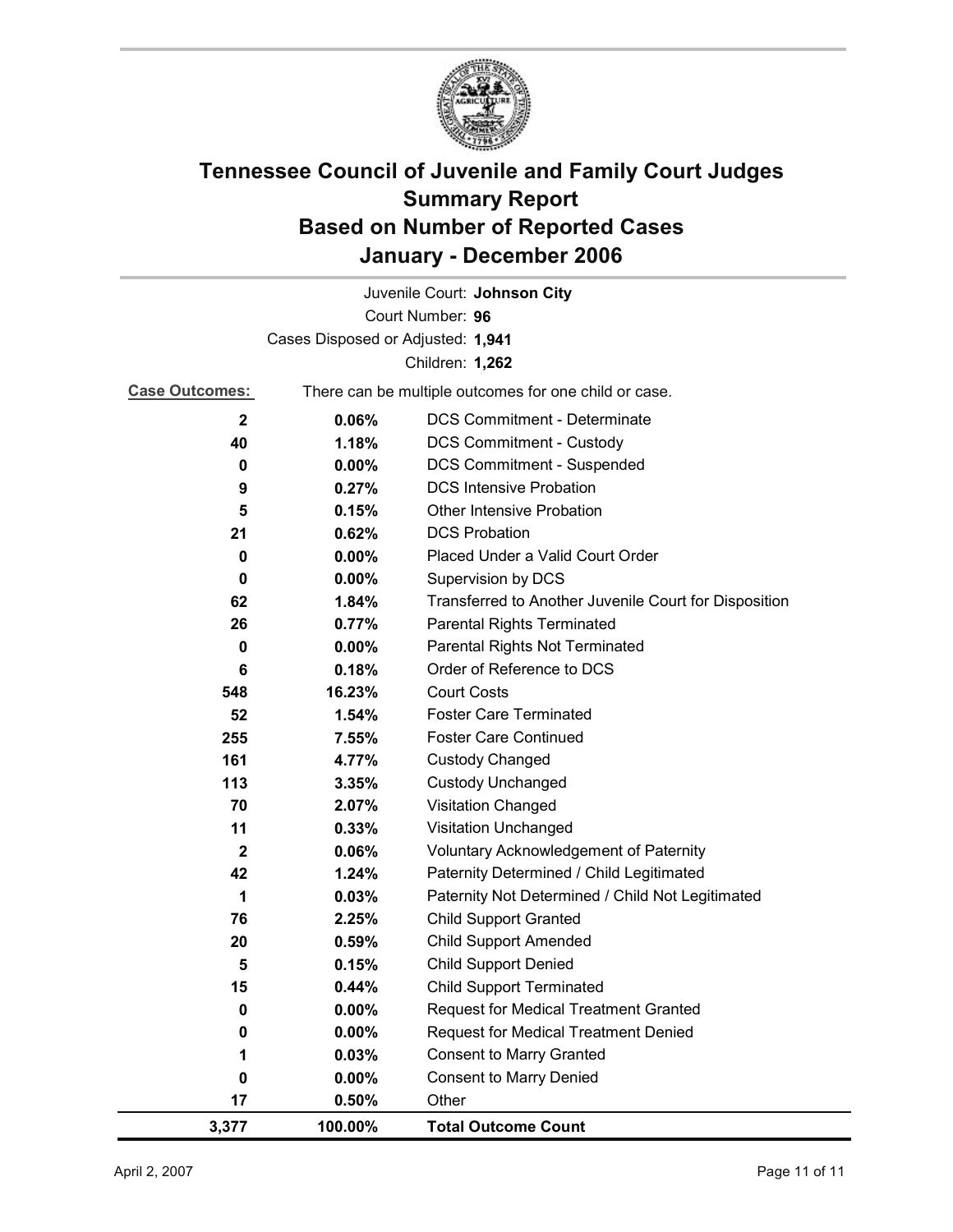# Tennessee Council of Juvenile and Family Court Judges
## Summary Report
## Based on Number of Reported Cases
## January - December 2006

Juvenile Court: **Johnson City**

Court Number: **96**

Cases Disposed or Adjusted: **1,941**

Children: **1,262**

**Case Outcomes:** There can be multiple outcomes for one child or case.

| | | |
|---|---|---|
| 2 | 0.06% | DCS Commitment - Determinate |
| 40 | 1.18% | DCS Commitment - Custody |
| 0 | 0.00% | DCS Commitment - Suspended |
| 9 | 0.27% | DCS Intensive Probation |
| 5 | 0.15% | Other Intensive Probation |
| 21 | 0.62% | DCS Probation |
| 0 | 0.00% | Placed Under a Valid Court Order |
| 0 | 0.00% | Supervision by DCS |
| 62 | 1.84% | Transferred to Another Juvenile Court for Disposition |
| 26 | 0.77% | Parental Rights Terminated |
| 0 | 0.00% | Parental Rights Not Terminated |
| 6 | 0.18% | Order of Reference to DCS |
| 548 | 16.23% | Court Costs |
| 52 | 1.54% | Foster Care Terminated |
| 255 | 7.55% | Foster Care Continued |
| 161 | 4.77% | Custody Changed |
| 113 | 3.35% | Custody Unchanged |
| 70 | 2.07% | Visitation Changed |
| 11 | 0.33% | Visitation Unchanged |
| 2 | 0.06% | Voluntary Acknowledgement of Paternity |
| 42 | 1.24% | Paternity Determined / Child Legitimated |
| 1 | 0.03% | Paternity Not Determined / Child Not Legitimated |
| 76 | 2.25% | Child Support Granted |
| 20 | 0.59% | Child Support Amended |
| 5 | 0.15% | Child Support Denied |
| 15 | 0.44% | Child Support Terminated |
| 0 | 0.00% | Request for Medical Treatment Granted |
| 0 | 0.00% | Request for Medical Treatment Denied |
| 1 | 0.03% | Consent to Marry Granted |
| 0 | 0.00% | Consent to Marry Denied |
| 17 | 0.50% | Other |
| **3,377** | **100.00%** | **Total Outcome Count** |